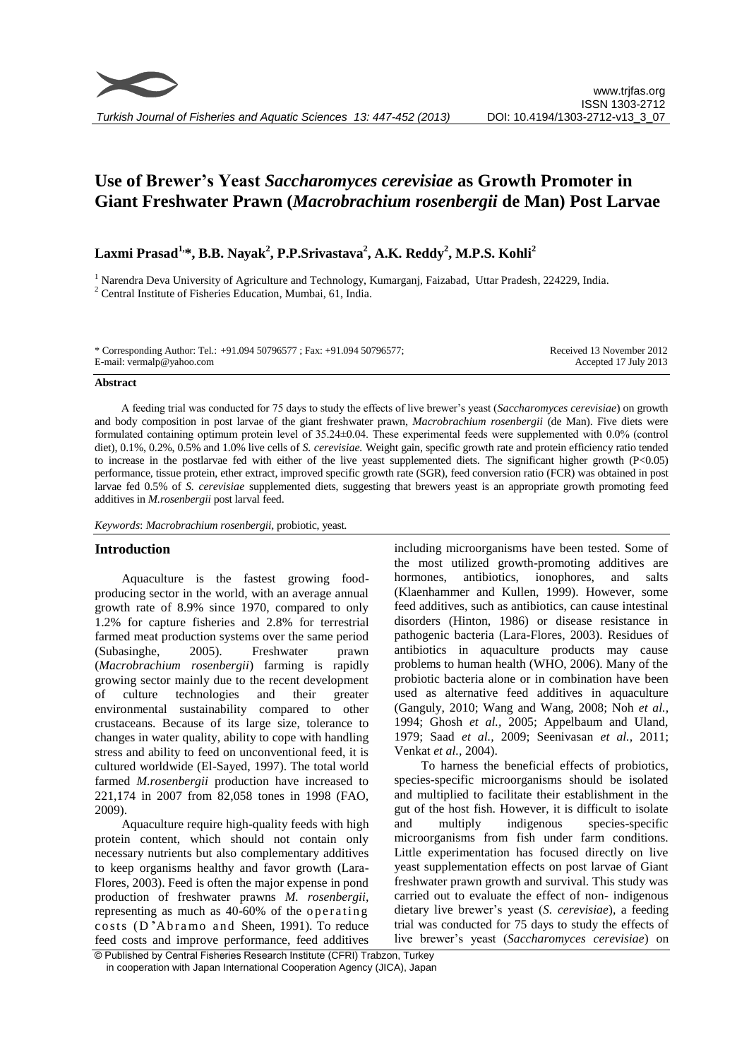# Use of Brewer's Yeast *Saccharomyces cerevisiae* as Growth Promoter in Giant Freshwater Prawn (*Macrobrachium rosenbergii* de Man) Post Larvae

**Laxmi Prasad[1,*], B.B. Nayak[2], P.P.Srivastava[2], A.K. Reddy[2], M.P.S. Kohli[2]**

[1] Narendra Deva University of Agriculture and Technology, Kumarganj, Faizabad, Uttar Pradesh, 224229, India.
[2] Central Institute of Fisheries Education, Mumbai, 61, India.

\* Corresponding Author: Tel.: +91.094 50796577 ; Fax: +91.094 50796577;
E-mail: vermalp@yahoo.com

Received 13 November 2012
Accepted 17 July 2013

## Abstract

A feeding trial was conducted for 75 days to study the effects of live brewer's yeast (*Saccharomyces cerevisiae*) on growth and body composition in post larvae of the giant freshwater prawn, *Macrobrachium rosenbergii* (de Man). Five diets were formulated containing optimum protein level of 35.24±0.04. These experimental feeds were supplemented with 0.0% (control diet), 0.1%, 0.2%, 0.5% and 1.0% live cells of *S. cerevisiae.* Weight gain, specific growth rate and protein efficiency ratio tended to increase in the postlarvae fed with either of the live yeast supplemented diets. The significant higher growth ($P<0.05$) performance, tissue protein, ether extract, improved specific growth rate (SGR), feed conversion ratio (FCR) was obtained in post larvae fed 0.5% of *S. cerevisiae* supplemented diets, suggesting that brewers yeast is an appropriate growth promoting feed additives in *M.rosenbergii* post larval feed.

*Keywords*: *Macrobrachium rosenbergii,* probiotic, yeast.

## Introduction

Aquaculture is the fastest growing food-producing sector in the world, with an average annual growth rate of 8.9% since 1970, compared to only 1.2% for capture fisheries and 2.8% for terrestrial farmed meat production systems over the same period (Subasinghe, 2005). Freshwater prawn (*Macrobrachium rosenbergii*) farming is rapidly growing sector mainly due to the recent development of culture technologies and their greater environmental sustainability compared to other crustaceans. Because of its large size, tolerance to changes in water quality, ability to cope with handling stress and ability to feed on unconventional feed, it is cultured worldwide (El-Sayed, 1997). The total world farmed *M.rosenbergii* production have increased to 221,174 in 2007 from 82,058 tones in 1998 (FAO, 2009).

Aquaculture require high-quality feeds with high protein content, which should not contain only necessary nutrients but also complementary additives to keep organisms healthy and favor growth (Lara-Flores, 2003). Feed is often the major expense in pond production of freshwater prawns *M. rosenbergii*, representing as much as 40-60% of the operating costs (D'Abramo and Sheen, 1991). To reduce feed costs and improve performance, feed additives including microorganisms have been tested. Some of the most utilized growth-promoting additives are hormones, antibiotics, ionophores, and salts (Klaenhammer and Kullen, 1999). However, some feed additives, such as antibiotics, can cause intestinal disorders (Hinton, 1986) or disease resistance in pathogenic bacteria (Lara-Flores, 2003). Residues of antibiotics in aquaculture products may cause problems to human health (WHO, 2006). Many of the probiotic bacteria alone or in combination have been used as alternative feed additives in aquaculture (Ganguly, 2010; Wang and Wang, 2008; Noh *et al.,* 1994; Ghosh *et al.,* 2005; Appelbaum and Uland, 1979; Saad *et al.,* 2009; Seenivasan *et al.,* 2011; Venkat *et al.,* 2004).

To harness the beneficial effects of probiotics, species-specific microorganisms should be isolated and multiplied to facilitate their establishment in the gut of the host fish. However, it is difficult to isolate and multiply indigenous species-specific microorganisms from fish under farm conditions. Little experimentation has focused directly on live yeast supplementation effects on post larvae of Giant freshwater prawn growth and survival. This study was carried out to evaluate the effect of non- indigenous dietary live brewer's yeast (*S. cerevisiae*), a feeding trial was conducted for 75 days to study the effects of live brewer's yeast (*Saccharomyces cerevisiae*) on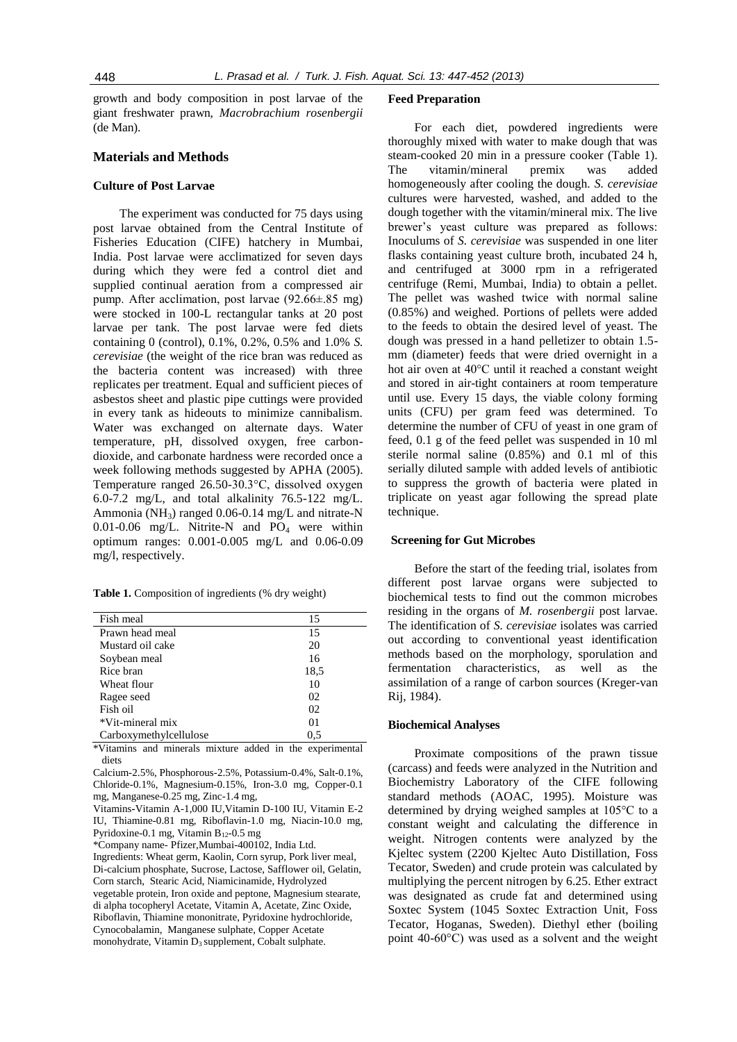growth and body composition in post larvae of the giant freshwater prawn, *Macrobrachium rosenbergii* (de Man).

## Materials and Methods

### Culture of Post Larvae

The experiment was conducted for 75 days using post larvae obtained from the Central Institute of Fisheries Education (CIFE) hatchery in Mumbai, India. Post larvae were acclimatized for seven days during which they were fed a control diet and supplied continual aeration from a compressed air pump. After acclimation, post larvae (92.66±.85 mg) were stocked in 100-L rectangular tanks at 20 post larvae per tank. The post larvae were fed diets containing 0 (control), 0.1%, 0.2%, 0.5% and 1.0% *S. cerevisiae* (the weight of the rice bran was reduced as the bacteria content was increased) with three replicates per treatment. Equal and sufficient pieces of asbestos sheet and plastic pipe cuttings were provided in every tank as hideouts to minimize cannibalism. Water was exchanged on alternate days. Water temperature, pH, dissolved oxygen, free carbon-dioxide, and carbonate hardness were recorded once a week following methods suggested by APHA (2005). Temperature ranged 26.50-30.3°C, dissolved oxygen 6.0-7.2 mg/L, and total alkalinity 76.5-122 mg/L. Ammonia ($NH_3$) ranged 0.06-0.14 mg/L and nitrate-N 0.01-0.06 mg/L. Nitrite-N and $PO_4$ were within optimum ranges: 0.001-0.005 mg/L and 0.06-0.09 mg/l, respectively.

**Table 1.** Composition of ingredients (% dry weight)

| | |
|---|---|
| Fish meal | 15 |
| Prawn head meal | 15 |
| Mustard oil cake | 20 |
| Soybean meal | 16 |
| Rice bran | 18,5 |
| Wheat flour | 10 |
| Ragee seed | 02 |
| Fish oil | 02 |
| *Vit-mineral mix | 01 |
| Carboxymethylcellulose | 0,5 |

*Vitamins and minerals mixture added in the experimental diets

Calcium-2.5%, Phosphorous-2.5%, Potassium-0.4%, Salt-0.1%, Chloride-0.1%, Magnesium-0.15%, Iron-3.0 mg, Copper-0.1 mg, Manganese-0.25 mg, Zinc-1.4 mg,

Vitamins-Vitamin A-1,000 IU,Vitamin D-100 IU, Vitamin E-2 IU, Thiamine-0.81 mg, Riboflavin-1.0 mg, Niacin-10.0 mg, Pyridoxine-0.1 mg, Vitamin $B_{12}$-0.5 mg

*Company name- Pfizer,Mumbai-400102, India Ltd.

Ingredients: Wheat germ, Kaolin, Corn syrup, Pork liver meal, Di-calcium phosphate, Sucrose, Lactose, Safflower oil, Gelatin, Corn starch, Stearic Acid, Niamicinamide, Hydrolyzed vegetable protein, Iron oxide and peptone, Magnesium stearate, di alpha tocopheryl Acetate, Vitamin A, Acetate, Zinc Oxide, Riboflavin, Thiamine mononitrate, Pyridoxine hydrochloride, Cynocobalamin, Manganese sulphate, Copper Acetate monohydrate, Vitamin $D_3$ supplement, Cobalt sulphate.

### Feed Preparation

For each diet, powdered ingredients were thoroughly mixed with water to make dough that was steam-cooked 20 min in a pressure cooker (Table 1). The vitamin/mineral premix was added homogeneously after cooling the dough. *S. cerevisiae* cultures were harvested, washed, and added to the dough together with the vitamin/mineral mix. The live brewer's yeast culture was prepared as follows: Inoculums of *S. cerevisiae* was suspended in one liter flasks containing yeast culture broth, incubated 24 h, and centrifuged at 3000 rpm in a refrigerated centrifuge (Remi, Mumbai, India) to obtain a pellet. The pellet was washed twice with normal saline (0.85%) and weighed. Portions of pellets were added to the feeds to obtain the desired level of yeast. The dough was pressed in a hand pelletizer to obtain 1.5-mm (diameter) feeds that were dried overnight in a hot air oven at 40°C until it reached a constant weight and stored in air-tight containers at room temperature until use. Every 15 days, the viable colony forming units (CFU) per gram feed was determined. To determine the number of CFU of yeast in one gram of feed, 0.1 g of the feed pellet was suspended in 10 ml sterile normal saline (0.85%) and 0.1 ml of this serially diluted sample with added levels of antibiotic to suppress the growth of bacteria were plated in triplicate on yeast agar following the spread plate technique.

### Screening for Gut Microbes

Before the start of the feeding trial, isolates from different post larvae organs were subjected to biochemical tests to find out the common microbes residing in the organs of *M. rosenbergii* post larvae. The identification of *S. cerevisiae* isolates was carried out according to conventional yeast identification methods based on the morphology, sporulation and fermentation characteristics, as well as the assimilation of a range of carbon sources (Kreger-van Rij, 1984).

### Biochemical Analyses

Proximate compositions of the prawn tissue (carcass) and feeds were analyzed in the Nutrition and Biochemistry Laboratory of the CIFE following standard methods (AOAC, 1995). Moisture was determined by drying weighed samples at 105°C to a constant weight and calculating the difference in weight. Nitrogen contents were analyzed by the Kjeltec system (2200 Kjeltec Auto Distillation, Foss Tecator, Sweden) and crude protein was calculated by multiplying the percent nitrogen by 6.25. Ether extract was designated as crude fat and determined using Soxtec System (1045 Soxtec Extraction Unit, Foss Tecator, Hoganas, Sweden). Diethyl ether (boiling point 40-60°C) was used as a solvent and the weight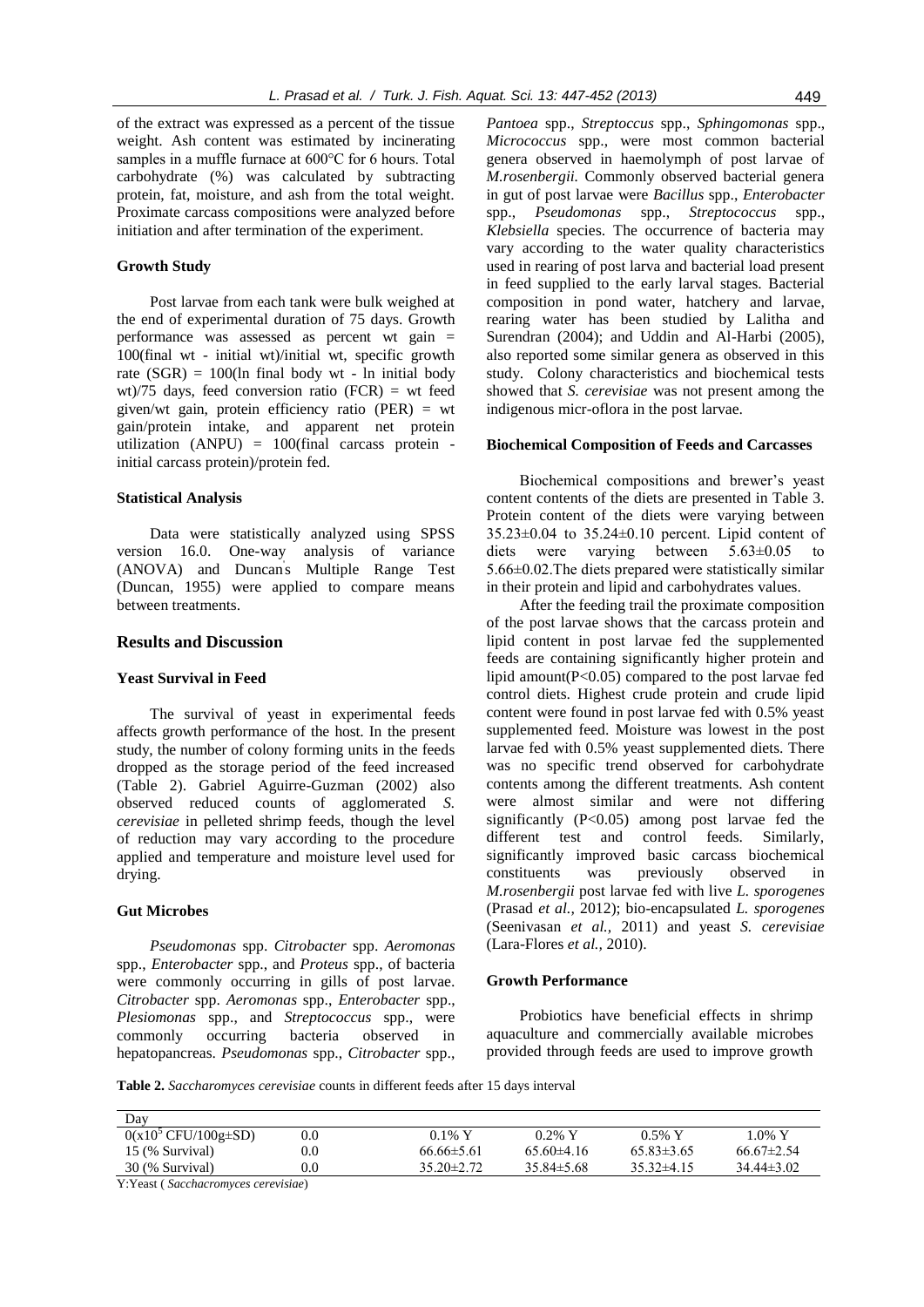of the extract was expressed as a percent of the tissue weight. Ash content was estimated by incinerating samples in a muffle furnace at 600°C for 6 hours. Total carbohydrate (%) was calculated by subtracting protein, fat, moisture, and ash from the total weight. Proximate carcass compositions were analyzed before initiation and after termination of the experiment.

### Growth Study

Post larvae from each tank were bulk weighed at the end of experimental duration of 75 days. Growth performance was assessed as percent wt gain = 100(final wt - initial wt)/initial wt, specific growth rate (SGR) = 100(ln final body wt - ln initial body wt)/75 days, feed conversion ratio (FCR) = wt feed given/wt gain, protein efficiency ratio (PER) = wt gain/protein intake, and apparent net protein utilization (ANPU) = 100(final carcass protein - initial carcass protein)/protein fed.

### Statistical Analysis

Data were statistically analyzed using SPSS version 16.0. One-way analysis of variance (ANOVA) and Duncan's Multiple Range Test (Duncan, 1955) were applied to compare means between treatments.

## Results and Discussion

### Yeast Survival in Feed

The survival of yeast in experimental feeds affects growth performance of the host. In the present study, the number of colony forming units in the feeds dropped as the storage period of the feed increased (Table 2). Gabriel Aguirre-Guzman (2002) also observed reduced counts of agglomerated *S. cerevisiae* in pelleted shrimp feeds, though the level of reduction may vary according to the procedure applied and temperature and moisture level used for drying.

### Gut Microbes

*Pseudomonas* spp. *Citrobacter* spp. *Aeromonas* spp., *Enterobacter* spp., and *Proteus* spp., of bacteria were commonly occurring in gills of post larvae. *Citrobacter* spp. *Aeromonas* spp., *Enterobacter* spp., *Plesiomonas* spp., and *Streptococcus* spp., were commonly occurring bacteria observed in hepatopancreas. *Pseudomonas* spp., *Citrobacter* spp., *Pantoea* spp., *Streptoccus* spp., *Sphingomonas* spp., *Micrococcus* spp., were most common bacterial genera observed in haemolymph of post larvae of *M.rosenbergii.* Commonly observed bacterial genera in gut of post larvae were *Bacillus* spp., *Enterobacter* spp., *Pseudomonas* spp., *Streptococcus* spp., *Klebsiella* species. The occurrence of bacteria may vary according to the water quality characteristics used in rearing of post larva and bacterial load present in feed supplied to the early larval stages. Bacterial composition in pond water, hatchery and larvae, rearing water has been studied by Lalitha and Surendran (2004); and Uddin and Al-Harbi (2005), also reported some similar genera as observed in this study. Colony characteristics and biochemical tests showed that *S. cerevisiae* was not present among the indigenous micr-oflora in the post larvae.

### Biochemical Composition of Feeds and Carcasses

Biochemical compositions and brewer's yeast content contents of the diets are presented in Table 3. Protein content of the diets were varying between 35.23±0.04 to 35.24±0.10 percent. Lipid content of diets were varying between 5.63±0.05 to 5.66±0.02.The diets prepared were statistically similar in their protein and lipid and carbohydrates values.

After the feeding trail the proximate composition of the post larvae shows that the carcass protein and lipid content in post larvae fed the supplemented feeds are containing significantly higher protein and lipid amount($P<0.05$) compared to the post larvae fed control diets. Highest crude protein and crude lipid content were found in post larvae fed with 0.5% yeast supplemented feed. Moisture was lowest in the post larvae fed with 0.5% yeast supplemented diets. There was no specific trend observed for carbohydrate contents among the different treatments. Ash content were almost similar and were not differing significantly ($P<0.05$) among post larvae fed the different test and control feeds. Similarly, significantly improved basic carcass biochemical constituents was previously observed in *M.rosenbergii* post larvae fed with live *L. sporogenes* (Prasad *et al.,* 2012); bio-encapsulated *L. sporogenes* (Seenivasan *et al.,* 2011) and yeast *S. cerevisiae* (Lara-Flores *et al.,* 2010).

### Growth Performance

Probiotics have beneficial effects in shrimp aquaculture and commercially available microbes provided through feeds are used to improve growth

**Table 2.** *Saccharomyces cerevisiae* counts in different feeds after 15 days interval

| Day | | | | | |
|---|---|---|---|---|---|
| $0(x10^5$ CFU/100g±SD) | 0.0 | 0.1% Y | 0.2% Y | 0.5% Y | 1.0% Y |
| 15 (% Survival) | 0.0 | 66.66±5.61 | 65.60±4.16 | 65.83±3.65 | 66.67±2.54 |
| 30 (% Survival) | 0.0 | 35.20±2.72 | 35.84±5.68 | 35.32±4.15 | 34.44±3.02 |

Y:Yeast ( *Sacchacromyces cerevisiae*)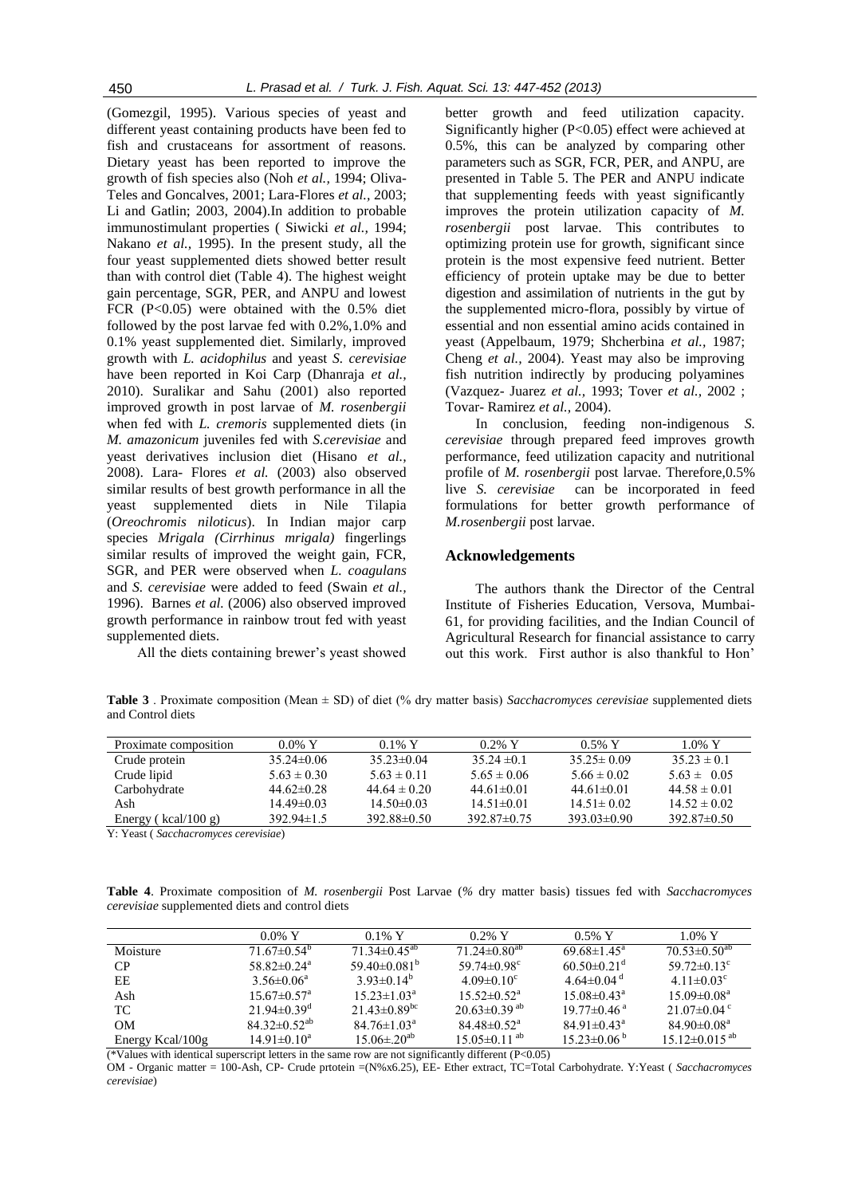(Gomezgil, 1995). Various species of yeast and different yeast containing products have been fed to fish and crustaceans for assortment of reasons. Dietary yeast has been reported to improve the growth of fish species also (Noh *et al.,* 1994; Oliva-Teles and Goncalves, 2001; Lara-Flores *et al.,* 2003; Li and Gatlin; 2003, 2004).In addition to probable immunostimulant properties ( Siwicki *et al.,* 1994; Nakano *et al.,* 1995). In the present study, all the four yeast supplemented diets showed better result than with control diet (Table 4). The highest weight gain percentage, SGR, PER, and ANPU and lowest FCR ($P<0.05$) were obtained with the 0.5% diet followed by the post larvae fed with 0.2%,1.0% and 0.1% yeast supplemented diet. Similarly, improved growth with *L. acidophilus* and yeast *S. cerevisiae* have been reported in Koi Carp (Dhanraja *et al.,* 2010). Suralikar and Sahu (2001) also reported improved growth in post larvae of *M. rosenbergii* when fed with *L. cremoris* supplemented diets (in *M. amazonicum* juveniles fed with *S.cerevisiae* and yeast derivatives inclusion diet (Hisano *et al.,* 2008). Lara- Flores *et al.* (2003) also observed similar results of best growth performance in all the yeast supplemented diets in Nile Tilapia (*Oreochromis niloticus*). In Indian major carp species *Mrigala (Cirrhinus mrigala)* fingerlings similar results of improved the weight gain, FCR, SGR, and PER were observed when *L. coagulans* and *S. cerevisiae* were added to feed (Swain *et al.,* 1996). Barnes *et al.* (2006) also observed improved growth performance in rainbow trout fed with yeast supplemented diets.

All the diets containing brewer's yeast showed better growth and feed utilization capacity. Significantly higher ($P<0.05$) effect were achieved at 0.5%, this can be analyzed by comparing other parameters such as SGR, FCR, PER, and ANPU, are presented in Table 5. The PER and ANPU indicate that supplementing feeds with yeast significantly improves the protein utilization capacity of *M. rosenbergii* post larvae. This contributes to optimizing protein use for growth, significant since protein is the most expensive feed nutrient. Better efficiency of protein uptake may be due to better digestion and assimilation of nutrients in the gut by the supplemented micro-flora, possibly by virtue of essential and non essential amino acids contained in yeast (Appelbaum, 1979; Shcherbina *et al.,* 1987; Cheng *et al.,* 2004). Yeast may also be improving fish nutrition indirectly by producing polyamines (Vazquez- Juarez *et al.,* 1993; Tover *et al.,* 2002 ; Tovar- Ramirez *et al.,* 2004).

In conclusion, feeding non-indigenous *S. cerevisiae* through prepared feed improves growth performance, feed utilization capacity and nutritional profile of *M. rosenbergii* post larvae. Therefore,0.5% live *S. cerevisiae* can be incorporated in feed formulations for better growth performance of *M.rosenbergii* post larvae.

## Acknowledgements

The authors thank the Director of the Central Institute of Fisheries Education, Versova, Mumbai-61, for providing facilities, and the Indian Council of Agricultural Research for financial assistance to carry out this work. First author is also thankful to Hon'

**Table 3** . Proximate composition (Mean ± SD) of diet (% dry matter basis) *Sacchacromyces cerevisiae* supplemented diets and Control diets

| Proximate composition | 0.0% Y | 0.1% Y | 0.2% Y | 0.5% Y | 1.0% Y |
|---|---|---|---|---|---|
| Crude protein | 35.24±0.06 | 35.23±0.04 | 35.24 ±0.1 | 35.25± 0.09 | 35.23 ± 0.1 |
| Crude lipid | 5.63 ± 0.30 | 5.63 ± 0.11 | 5.65 ± 0.06 | 5.66 ± 0.02 | 5.63 ± 0.05 |
| Carbohydrate | 44.62±0.28 | 44.64 ± 0.20 | 44.61±0.01 | 44.61±0.01 | 44.58 ± 0.01 |
| Ash | 14.49±0.03 | 14.50±0.03 | 14.51±0.01 | 14.51± 0.02 | 14.52 ± 0.02 |
| Energy ( kcal/100 g) | 392.94±1.5 | 392.88±0.50 | 392.87±0.75 | 393.03±0.90 | 392.87±0.50 |

Y: Yeast ( *Sacchacromyces cerevisiae*)

**Table 4**. Proximate composition of *M. rosenbergii* Post Larvae (% dry matter basis) tissues fed with *Sacchacromyces cerevisiae* supplemented diets and control diets

| | 0.0% Y | 0.1% Y | 0.2% Y | 0.5% Y | 1.0% Y |
|---|---|---|---|---|---|
| Moisture | 71.67±0.54[b] | 71.34±0.45[ab] | 71.24±0.80[ab] | 69.68±1.45[a] | 70.53±0.50[ab] |
| CP | 58.82±0.24[a] | 59.40±0.081[b] | 59.74±0.98[c] | 60.50±0.21[d] | 59.72±0.13[c] |
| EE | 3.56±0.06[a] | 3.93±0.14[b] | 4.09±0.10[c] | 4.64±0.04[d] | 4.11±0.03[c] |
| Ash | 15.67±0.57[a] | 15.23±1.03[a] | 15.52±0.52[a] | 15.08±0.43[a] | 15.09±0.08[a] |
| TC | 21.94±0.39[d] | 21.43±0.89[bc] | 20.63±0.39[ab] | 19.77±0.46[a] | 21.07±0.04[c] |
| OM | 84.32±0.52[ab] | 84.76±1.03[a] | 84.48±0.52[a] | 84.91±0.43[a] | 84.90±0.08[a] |
| Energy Kcal/100g | 14.91±0.10[a] | 15.06±.20[ab] | 15.05±0.11[ab] | 15.23±0.06[b] | 15.12±0.015[ab] |

(*Values with identical superscript letters in the same row are not significantly different ($P<0.05$)

OM - Organic matter = 100-Ash, CP- Crude prtotein =(N%x6.25), EE- Ether extract, TC=Total Carbohydrate. Y:Yeast ( *Sacchacromyces cerevisiae*)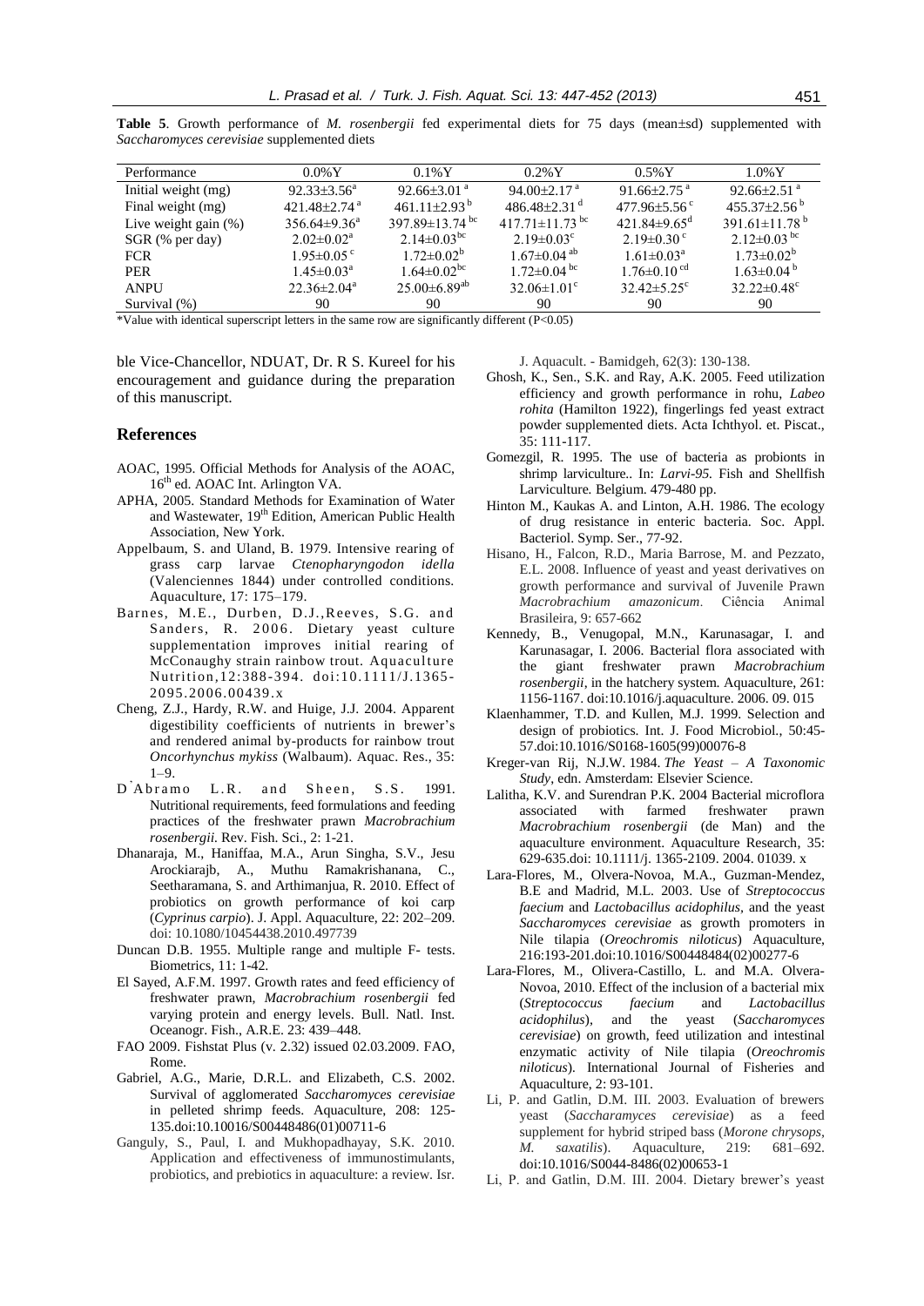**Table 5**. Growth performance of *M. rosenbergii* fed experimental diets for 75 days (mean±sd) supplemented with *Saccharomyces cerevisiae* supplemented diets

| Performance | 0.0%Y | 0.1%Y | 0.2%Y | 0.5%Y | 1.0%Y |
|---|---|---|---|---|---|
| Initial weight (mg) | 92.33±3.56$^{a}$ | 92.66±3.01$^{a}$ | 94.00±2.17$^{a}$ | 91.66±2.75$^{a}$ | 92.66±2.51$^{a}$ |
| Final weight (mg) | 421.48±2.74$^{a}$ | 461.11±2.93$^{b}$ | 486.48±2.31$^{d}$ | 477.96±5.56$^{c}$ | 455.37±2.56$^{b}$ |
| Live weight gain (%) | 356.64±9.36$^{a}$ | 397.89±13.74$^{bc}$ | 417.71±11.73$^{bc}$ | 421.84±9.65$^{d}$ | 391.61±11.78$^{b}$ |
| SGR (% per day) | 2.02±0.02$^{a}$ | 2.14±0.03$^{bc}$ | 2.19±0.03$^{c}$ | 2.19±0.30$^{c}$ | 2.12±0.03$^{bc}$ |
| FCR | 1.95±0.05$^{c}$ | 1.72±0.02$^{b}$ | 1.67±0.04$^{ab}$ | 1.61±0.03$^{a}$ | 1.73±0.02$^{b}$ |
| PER | 1.45±0.03$^{a}$ | 1.64±0.02$^{bc}$ | 1.72±0.04$^{bc}$ | 1.76±0.10$^{cd}$ | 1.63±0.04$^{b}$ |
| ANPU | 22.36±2.04$^{a}$ | 25.00±6.89$^{ab}$ | 32.06±1.01$^{c}$ | 32.42±5.25$^{c}$ | 32.22±0.48$^{c}$ |
| Survival (%) | 90 | 90 | 90 | 90 | 90 |

*Value with identical superscript letters in the same row are significantly different ($P<0.05$)

ble Vice-Chancellor, NDUAT, Dr. R S Kureel for his encouragement and guidance during the preparation of this manuscript.

## References

AOAC, 1995. Official Methods for Analysis of the AOAC, 16th ed. AOAC Int. Arlington VA.

APHA, 2005. Standard Methods for Examination of Water and Wastewater, 19th Edition, American Public Health Association, New York.

Appelbaum, S. and Uland, B. 1979. Intensive rearing of grass carp larvae *Ctenopharyngodon idella* (Valenciennes 1844) under controlled conditions. Aquaculture, 17: 175–179.

Barnes, M.E., Durben, D.J.,Reeves, S.G. and Sanders, R. 2006. Dietary yeast culture supplementation improves initial rearing of McConaughy strain rainbow trout. Aquaculture Nutrition,12:388-394. doi:10.1111/J.1365-2095.2006.00439.x

Cheng, Z.J., Hardy, R.W. and Huige, J.J. 2004. Apparent digestibility coefficients of nutrients in brewer's and rendered animal by-products for rainbow trout *Oncorhynchus mykiss* (Walbaum). Aquac. Res., 35: 1–9.

D'Abramo L.R. and Sheen, S.S. 1991. Nutritional requirements, feed formulations and feeding practices of the freshwater prawn *Macrobrachium rosenbergii*. Rev. Fish. Sci., 2: 1-21.

Dhanaraja, M., Haniffaa, M.A., Arun Singha, S.V., Jesu Arockiarajb, A., Muthu Ramakrishanana, C., Seetharamana, S. and Arthimanjua, R. 2010. Effect of probiotics on growth performance of koi carp (*Cyprinus carpio*). J. Appl. Aquaculture, 22: 202–209. doi: 10.1080/10454438.2010.497739

Duncan D.B. 1955. Multiple range and multiple F- tests. Biometrics, 11: 1-42.

El Sayed, A.F.M. 1997. Growth rates and feed efficiency of freshwater prawn, *Macrobrachium rosenbergii* fed varying protein and energy levels. Bull. Natl. Inst. Oceanogr. Fish., A.R.E. 23: 439–448.

FAO 2009. Fishstat Plus (v. 2.32) issued 02.03.2009. FAO, Rome.

Gabriel, A.G., Marie, D.R.L. and Elizabeth, C.S. 2002. Survival of agglomerated *Saccharomyces cerevisiae* in pelleted shrimp feeds. Aquaculture, 208: 125-135.doi:10.10016/S00448486(01)00711-6

Ganguly, S., Paul, I. and Mukhopadhayay, S.K. 2010. Application and effectiveness of immunostimulants, probiotics, and prebiotics in aquaculture: a review. Isr. J. Aquacult. - Bamidgeh, 62(3): 130-138.

Ghosh, K., Sen., S.K. and Ray, A.K. 2005. Feed utilization efficiency and growth performance in rohu, *Labeo rohita* (Hamilton 1922), fingerlings fed yeast extract powder supplemented diets. Acta Ichthyol. et. Piscat., 35: 111-117.

Gomezgil, R. 1995. The use of bacteria as probionts in shrimp larviculture.. In: *Larvi-95*. Fish and Shellfish Larviculture. Belgium. 479-480 pp.

Hinton M., Kaukas A. and Linton, A.H. 1986. The ecology of drug resistance in enteric bacteria. Soc. Appl. Bacteriol. Symp. Ser., 77-92.

Hisano, H., Falcon, R.D., Maria Barrose, M. and Pezzato, E.L. 2008. Influence of yeast and yeast derivatives on growth performance and survival of Juvenile Prawn *Macrobrachium amazonicum*. Ciência Animal Brasileira, 9: 657-662

Kennedy, B., Venugopal, M.N., Karunasagar, I. and Karunasagar, I. 2006. Bacterial flora associated with the giant freshwater prawn *Macrobrachium rosenbergii*, in the hatchery system. Aquaculture, 261: 1156-1167. doi:10.1016/j.aquaculture. 2006. 09. 015

Klaenhammer, T.D. and Kullen, M.J. 1999. Selection and design of probiotics. Int. J. Food Microbiol., 50:45-57.doi:10.1016/S0168-1605(99)00076-8

Kreger-van Rij, N.J.W. 1984. *The Yeast – A Taxonomic Study*, edn. Amsterdam: Elsevier Science.

Lalitha, K.V. and Surendran P.K. 2004 Bacterial microflora associated with farmed freshwater prawn *Macrobrachium rosenbergii* (de Man) and the aquaculture environment. Aquaculture Research, 35: 629-635.doi: 10.1111/j. 1365-2109. 2004. 01039. x

Lara-Flores, M., Olvera-Novoa, M.A., Guzman-Mendez, B.E and Madrid, M.L. 2003. Use of *Streptococcus faecium* and *Lactobacillus acidophilus*, and the yeast *Saccharomyces cerevisiae* as growth promoters in Nile tilapia (*Oreochromis niloticus*) Aquaculture, 216:193-201.doi:10.1016/S00448484(02)00277-6

Lara-Flores, M., Olivera-Castillo, L. and M.A. Olvera-Novoa, 2010. Effect of the inclusion of a bacterial mix (*Streptococcus faecium* and *Lactobacillus acidophilus*), and the yeast (*Saccharomyces cerevisiae*) on growth, feed utilization and intestinal enzymatic activity of Nile tilapia (*Oreochromis niloticus*). International Journal of Fisheries and Aquaculture, 2: 93-101.

Li, P. and Gatlin, D.M. III. 2003. Evaluation of brewers yeast (*Saccharamyces cerevisiae*) as a feed supplement for hybrid striped bass (*Morone chrysops, M. saxatilis*). Aquaculture, 219: 681–692. doi:10.1016/S0044-8486(02)00653-1

Li, P. and Gatlin, D.M. III. 2004. Dietary brewer's yeast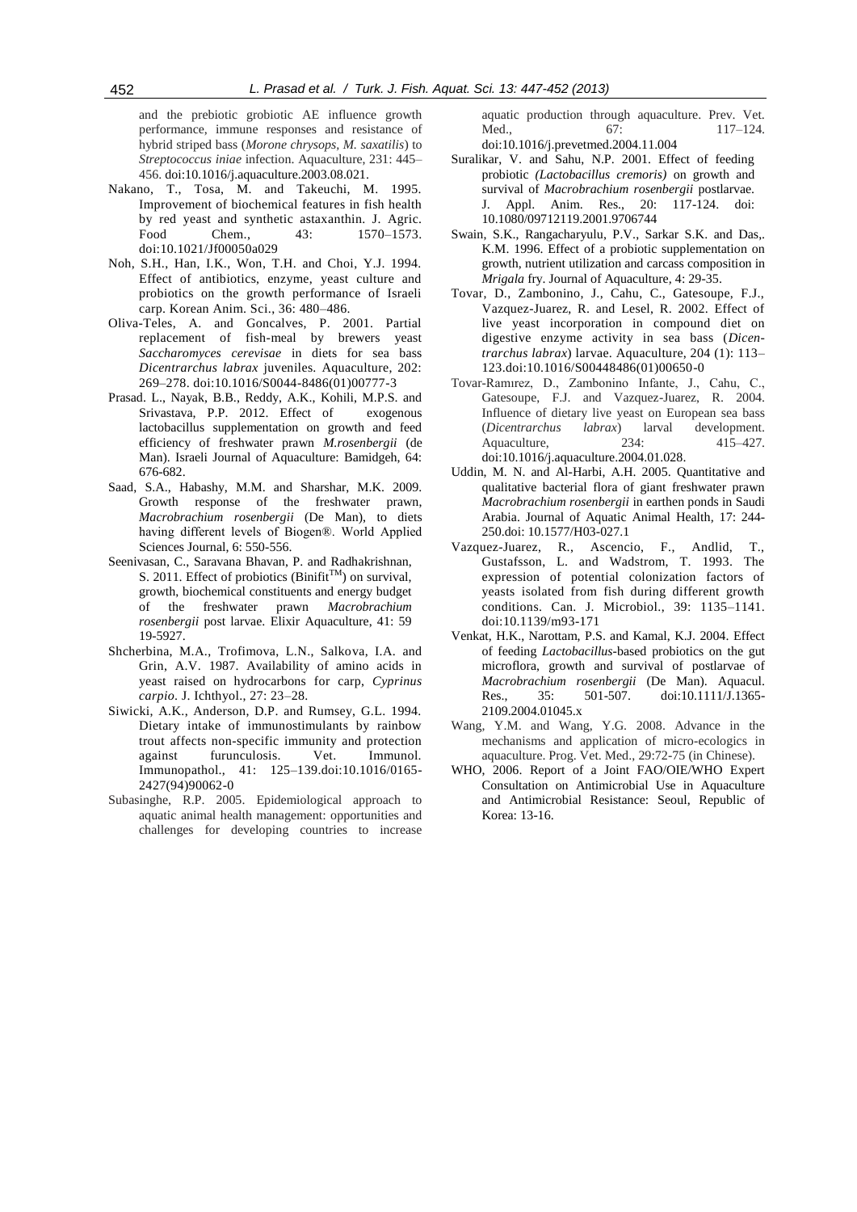and the prebiotic grobiotic AE influence growth performance, immune responses and resistance of hybrid striped bass (*Morone chrysops*, *M. saxatilis*) to *Streptococcus iniae* infection. Aquaculture, 231: 445–456. doi:10.1016/j.aquaculture.2003.08.021.

Nakano, T., Tosa, M. and Takeuchi, M. 1995. Improvement of biochemical features in fish health by red yeast and synthetic astaxanthin. J. Agric. Food Chem., 43: 1570–1573. doi:10.1021/Jf00050a029

Noh, S.H., Han, I.K., Won, T.H. and Choi, Y.J. 1994. Effect of antibiotics, enzyme, yeast culture and probiotics on the growth performance of Israeli carp. Korean Anim. Sci., 36: 480–486.

Oliva-Teles, A. and Goncalves, P. 2001. Partial replacement of fish-meal by brewers yeast *Saccharomyces cerevisae* in diets for sea bass *Dicentrarchus labrax* juveniles. Aquaculture, 202: 269–278. doi:10.1016/S0044-8486(01)00777-3

Prasad. L., Nayak, B.B., Reddy, A.K., Kohili, M.P.S. and Srivastava, P.P. 2012. Effect of exogenous lactobacillus supplementation on growth and feed efficiency of freshwater prawn *M.rosenbergii* (de Man). Israeli Journal of Aquaculture: Bamidgeh, 64: 676-682.

Saad, S.A., Habashy, M.M. and Sharshar, M.K. 2009. Growth response of the freshwater prawn, *Macrobrachium rosenbergii* (De Man), to diets having different levels of Biogen®. World Applied Sciences Journal, 6: 550-556.

Seenivasan, C., Saravana Bhavan, P. and Radhakrishnan, S. 2011. Effect of probiotics (Binifit$^{TM}$) on survival, growth, biochemical constituents and energy budget of the freshwater prawn *Macrobrachium rosenbergii* post larvae. Elixir Aquaculture, 41: 59 19-5927.

Shcherbina, M.A., Trofimova, L.N., Salkova, I.A. and Grin, A.V. 1987. Availability of amino acids in yeast raised on hydrocarbons for carp, *Cyprinus carpio*. J. Ichthyol., 27: 23–28.

Siwicki, A.K., Anderson, D.P. and Rumsey, G.L. 1994. Dietary intake of immunostimulants by rainbow trout affects non-specific immunity and protection against furunculosis. Vet. Immunol. Immunopathol., 41: 125–139.doi:10.1016/0165-2427(94)90062-0

Subasinghe, R.P. 2005. Epidemiological approach to aquatic animal health management: opportunities and challenges for developing countries to increase aquatic production through aquaculture. Prev. Vet. Med., 67: 117–124. doi:10.1016/j.prevetmed.2004.11.004

Suralikar, V. and Sahu, N.P. 2001. Effect of feeding probiotic *(Lactobacillus cremoris)* on growth and survival of *Macrobrachium rosenbergii* postlarvae. J. Appl. Anim. Res., 20: 117-124. doi: 10.1080/09712119.2001.9706744

Swain, S.K., Rangacharyulu, P.V., Sarkar S.K. and Das,. K.M. 1996. Effect of a probiotic supplementation on growth, nutrient utilization and carcass composition in *Mrigala* fry. Journal of Aquaculture, 4: 29-35.

Tovar, D., Zambonino, J., Cahu, C., Gatesoupe, F.J., Vazquez-Juarez, R. and Lesel, R. 2002. Effect of live yeast incorporation in compound diet on digestive enzyme activity in sea bass (*Dicentrarchus labrax*) larvae. Aquaculture, 204 (1): 113–123.doi:10.1016/S00448486(01)00650-0

Tovar-Ramırez, D., Zambonino Infante, J., Cahu, C., Gatesoupe, F.J. and Vazquez-Juarez, R. 2004. Influence of dietary live yeast on European sea bass (*Dicentrarchus labrax*) larval development. Aquaculture, 234: 415–427. doi:10.1016/j.aquaculture.2004.01.028.

Uddin, M. N. and Al-Harbi, A.H. 2005. Quantitative and qualitative bacterial flora of giant freshwater prawn *Macrobrachium rosenbergii* in earthen ponds in Saudi Arabia. Journal of Aquatic Animal Health, 17: 244-250.doi: 10.1577/H03-027.1

Vazquez-Juarez, R., Ascencio, F., Andlid, T., Gustafsson, L. and Wadstrom, T. 1993. The expression of potential colonization factors of yeasts isolated from fish during different growth conditions. Can. J. Microbiol., 39: 1135–1141. doi:10.1139/m93-171

Venkat, H.K., Narottam, P.S. and Kamal, K.J. 2004. Effect of feeding *Lactobacillus*-based probiotics on the gut microflora, growth and survival of postlarvae of *Macrobrachium rosenbergii* (De Man). Aquacul. Res., 35: 501-507. doi:10.1111/J.1365-2109.2004.01045.x

Wang, Y.M. and Wang, Y.G. 2008. Advance in the mechanisms and application of micro-ecologics in aquaculture. Prog. Vet. Med., 29:72-75 (in Chinese).

WHO, 2006. Report of a Joint FAO/OIE/WHO Expert Consultation on Antimicrobial Use in Aquaculture and Antimicrobial Resistance: Seoul, Republic of Korea: 13-16.